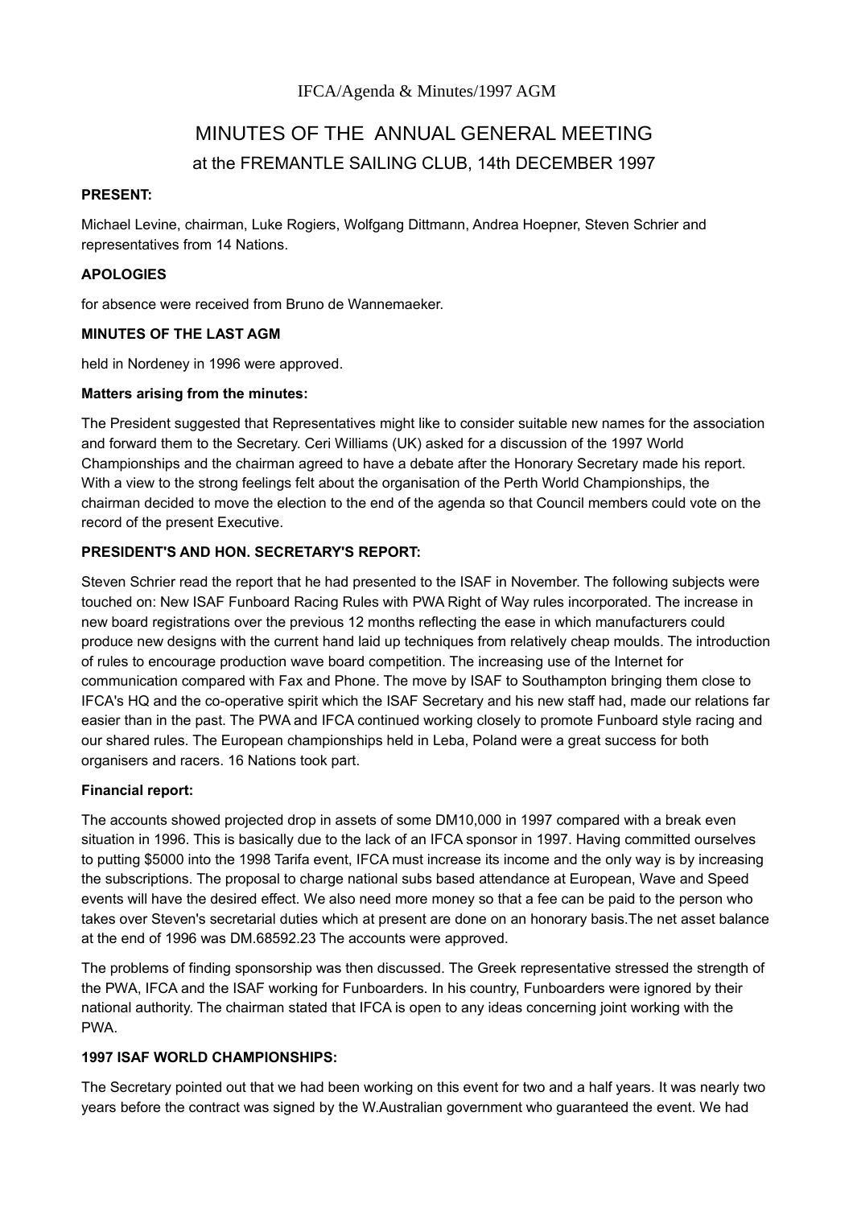IFCA/Agenda & Minutes/1997 AGM

# MINUTES OF THE ANNUAL GENERAL MEETING

## at the FREMANTLE SAILING CLUB, 14th DECEMBER 1997

**PRESENT:**

Michael Levine, chairman, Luke Rogiers, Wolfgang Dittmann, Andrea Hoepner, Steven Schrier and representatives from 14 Nations.

**APOLOGIES**

for absence were received from Bruno de Wannemaeker.

**MINUTES OF THE LAST AGM**

held in Nordeney in 1996 were approved.

**Matters arising from the minutes:**

The President suggested that Representatives might like to consider suitable new names for the association and forward them to the Secretary. Ceri Williams (UK) asked for a discussion of the 1997 World Championships and the chairman agreed to have a debate after the Honorary Secretary made his report. With a view to the strong feelings felt about the organisation of the Perth World Championships, the chairman decided to move the election to the end of the agenda so that Council members could vote on the record of the present Executive.

**PRESIDENT'S AND HON. SECRETARY'S REPORT:**

Steven Schrier read the report that he had presented to the ISAF in November. The following subjects were touched on: New ISAF Funboard Racing Rules with PWA Right of Way rules incorporated. The increase in new board registrations over the previous 12 months reflecting the ease in which manufacturers could produce new designs with the current hand laid up techniques from relatively cheap moulds. The introduction of rules to encourage production wave board competition. The increasing use of the Internet for communication compared with Fax and Phone. The move by ISAF to Southampton bringing them close to IFCA's HQ and the co-operative spirit which the ISAF Secretary and his new staff had, made our relations far easier than in the past. The PWA and IFCA continued working closely to promote Funboard style racing and our shared rules. The European championships held in Leba, Poland were a great success for both organisers and racers. 16 Nations took part.

**Financial report:**

The accounts showed projected drop in assets of some DM10,000 in 1997 compared with a break even situation in 1996. This is basically due to the lack of an IFCA sponsor in 1997. Having committed ourselves to putting $5000 into the 1998 Tarifa event, IFCA must increase its income and the only way is by increasing the subscriptions. The proposal to charge national subs based attendance at European, Wave and Speed events will have the desired effect. We also need more money so that a fee can be paid to the person who takes over Steven's secretarial duties which at present are done on an honorary basis.The net asset balance at the end of 1996 was DM.68592.23 The accounts were approved.

The problems of finding sponsorship was then discussed. The Greek representative stressed the strength of the PWA, IFCA and the ISAF working for Funboarders. In his country, Funboarders were ignored by their national authority. The chairman stated that IFCA is open to any ideas concerning joint working with the PWA.

**1997 ISAF WORLD CHAMPIONSHIPS:**

The Secretary pointed out that we had been working on this event for two and a half years. It was nearly two years before the contract was signed by the W.Australian government who guaranteed the event. We had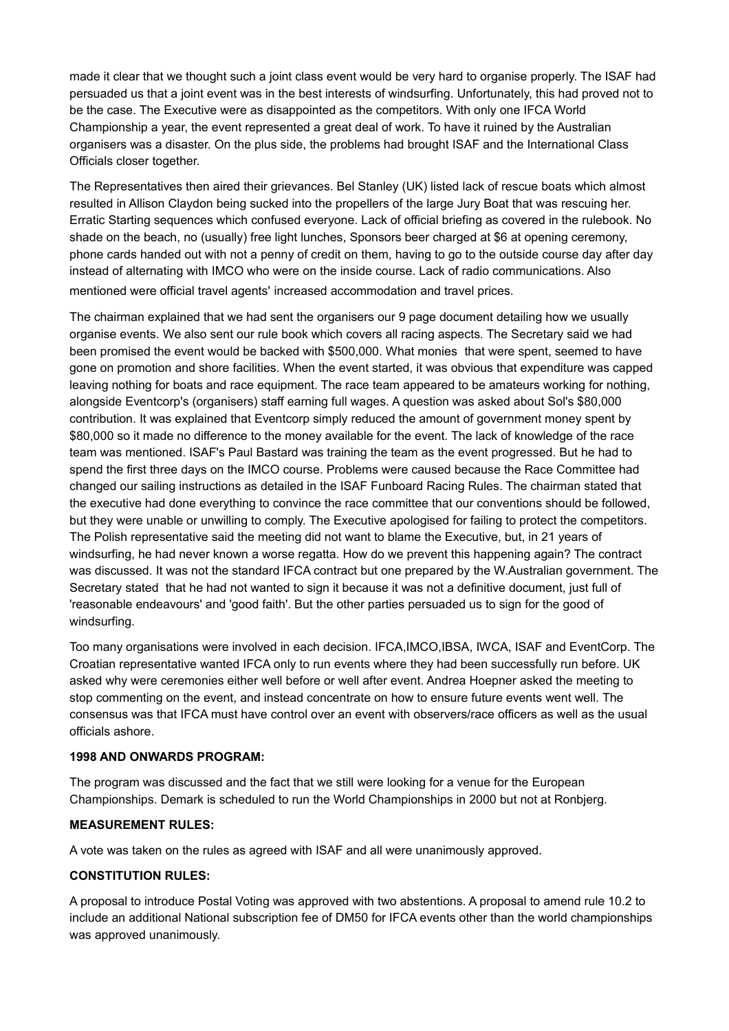made it clear that we thought such a joint class event would be very hard to organise properly. The ISAF had persuaded us that a joint event was in the best interests of windsurfing. Unfortunately, this had proved not to be the case. The Executive were as disappointed as the competitors. With only one IFCA World Championship a year, the event represented a great deal of work. To have it ruined by the Australian organisers was a disaster. On the plus side, the problems had brought ISAF and the International Class Officials closer together.

The Representatives then aired their grievances. Bel Stanley (UK) listed lack of rescue boats which almost resulted in Allison Claydon being sucked into the propellers of the large Jury Boat that was rescuing her. Erratic Starting sequences which confused everyone. Lack of official briefing as covered in the rulebook. No shade on the beach, no (usually) free light lunches, Sponsors beer charged at $6 at opening ceremony, phone cards handed out with not a penny of credit on them, having to go to the outside course day after day instead of alternating with IMCO who were on the inside course. Lack of radio communications. Also mentioned were official travel agents' increased accommodation and travel prices.

The chairman explained that we had sent the organisers our 9 page document detailing how we usually organise events. We also sent our rule book which covers all racing aspects. The Secretary said we had been promised the event would be backed with $500,000. What monies that were spent, seemed to have gone on promotion and shore facilities. When the event started, it was obvious that expenditure was capped leaving nothing for boats and race equipment. The race team appeared to be amateurs working for nothing, alongside Eventcorp's (organisers) staff earning full wages. A question was asked about Sol's $80,000 contribution. It was explained that Eventcorp simply reduced the amount of government money spent by $80,000 so it made no difference to the money available for the event. The lack of knowledge of the race team was mentioned. ISAF's Paul Bastard was training the team as the event progressed. But he had to spend the first three days on the IMCO course. Problems were caused because the Race Committee had changed our sailing instructions as detailed in the ISAF Funboard Racing Rules. The chairman stated that the executive had done everything to convince the race committee that our conventions should be followed, but they were unable or unwilling to comply. The Executive apologised for failing to protect the competitors. The Polish representative said the meeting did not want to blame the Executive, but, in 21 years of windsurfing, he had never known a worse regatta. How do we prevent this happening again? The contract was discussed. It was not the standard IFCA contract but one prepared by the W.Australian government. The Secretary stated that he had not wanted to sign it because it was not a definitive document, just full of 'reasonable endeavours' and 'good faith'. But the other parties persuaded us to sign for the good of windsurfing.

Too many organisations were involved in each decision. IFCA,IMCO,IBSA, IWCA, ISAF and EventCorp. The Croatian representative wanted IFCA only to run events where they had been successfully run before. UK asked why were ceremonies either well before or well after event. Andrea Hoepner asked the meeting to stop commenting on the event, and instead concentrate on how to ensure future events went well. The consensus was that IFCA must have control over an event with observers/race officers as well as the usual officials ashore.

**1998 AND ONWARDS PROGRAM:**

The program was discussed and the fact that we still were looking for a venue for the European Championships. Demark is scheduled to run the World Championships in 2000 but not at Ronbjerg.

**MEASUREMENT RULES:**

A vote was taken on the rules as agreed with ISAF and all were unanimously approved.

**CONSTITUTION RULES:**

A proposal to introduce Postal Voting was approved with two abstentions. A proposal to amend rule 10.2 to include an additional National subscription fee of DM50 for IFCA events other than the world championships was approved unanimously.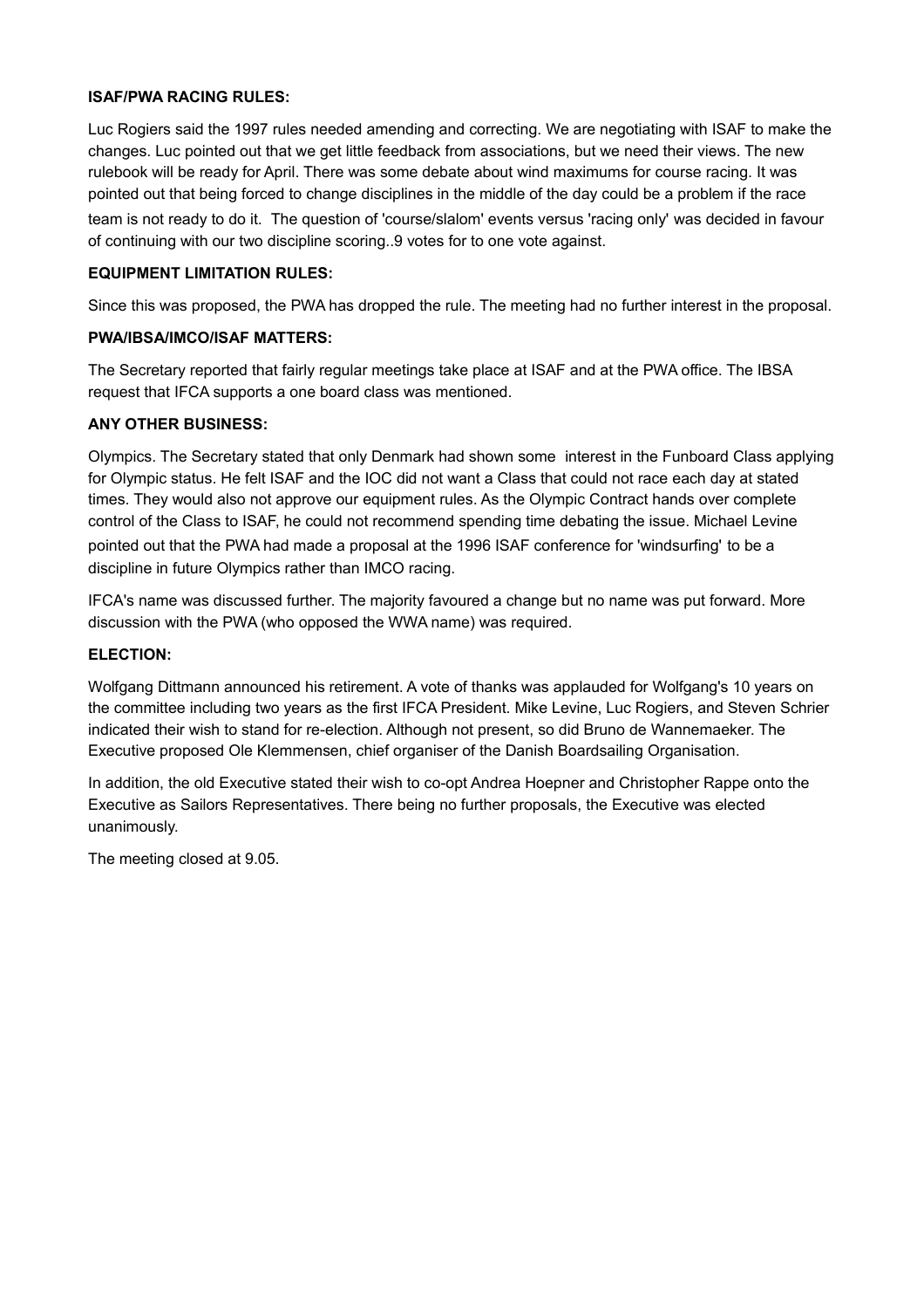**ISAF/PWA RACING RULES:**

Luc Rogiers said the 1997 rules needed amending and correcting. We are negotiating with ISAF to make the changes. Luc pointed out that we get little feedback from associations, but we need their views. The new rulebook will be ready for April. There was some debate about wind maximums for course racing. It was pointed out that being forced to change disciplines in the middle of the day could be a problem if the race team is not ready to do it. The question of 'course/slalom' events versus 'racing only' was decided in favour of continuing with our two discipline scoring..9 votes for to one vote against.

**EQUIPMENT LIMITATION RULES:**

Since this was proposed, the PWA has dropped the rule. The meeting had no further interest in the proposal.

**PWA/IBSA/IMCO/ISAF MATTERS:**

The Secretary reported that fairly regular meetings take place at ISAF and at the PWA office. The IBSA request that IFCA supports a one board class was mentioned.

**ANY OTHER BUSINESS:**

Olympics. The Secretary stated that only Denmark had shown some interest in the Funboard Class applying for Olympic status. He felt ISAF and the IOC did not want a Class that could not race each day at stated times. They would also not approve our equipment rules. As the Olympic Contract hands over complete control of the Class to ISAF, he could not recommend spending time debating the issue. Michael Levine pointed out that the PWA had made a proposal at the 1996 ISAF conference for 'windsurfing' to be a discipline in future Olympics rather than IMCO racing.

IFCA's name was discussed further. The majority favoured a change but no name was put forward. More discussion with the PWA (who opposed the WWA name) was required.

**ELECTION:**

Wolfgang Dittmann announced his retirement. A vote of thanks was applauded for Wolfgang's 10 years on the committee including two years as the first IFCA President. Mike Levine, Luc Rogiers, and Steven Schrier indicated their wish to stand for re-election. Although not present, so did Bruno de Wannemaeker. The Executive proposed Ole Klemmensen, chief organiser of the Danish Boardsailing Organisation.

In addition, the old Executive stated their wish to co-opt Andrea Hoepner and Christopher Rappe onto the Executive as Sailors Representatives. There being no further proposals, the Executive was elected unanimously.

The meeting closed at 9.05.